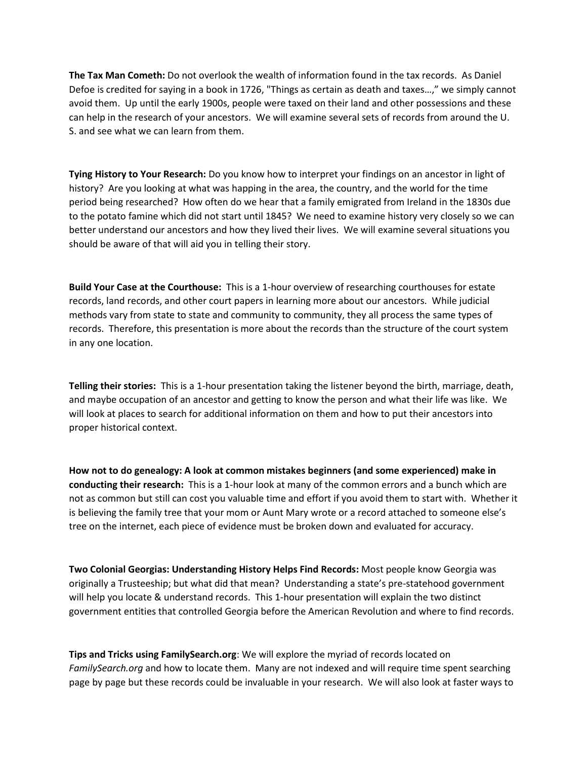**The Tax Man Cometh:** Do not overlook the wealth of information found in the tax records. As Daniel Defoe is credited for saying in a book in 1726, "Things as certain as death and taxes…," we simply cannot avoid them. Up until the early 1900s, people were taxed on their land and other possessions and these can help in the research of your ancestors. We will examine several sets of records from around the U. S. and see what we can learn from them.

**Tying History to Your Research:** Do you know how to interpret your findings on an ancestor in light of history? Are you looking at what was happing in the area, the country, and the world for the time period being researched? How often do we hear that a family emigrated from Ireland in the 1830s due to the potato famine which did not start until 1845? We need to examine history very closely so we can better understand our ancestors and how they lived their lives. We will examine several situations you should be aware of that will aid you in telling their story.

**Build Your Case at the Courthouse:** This is a 1-hour overview of researching courthouses for estate records, land records, and other court papers in learning more about our ancestors. While judicial methods vary from state to state and community to community, they all process the same types of records. Therefore, this presentation is more about the records than the structure of the court system in any one location.

**Telling their stories:** This is a 1-hour presentation taking the listener beyond the birth, marriage, death, and maybe occupation of an ancestor and getting to know the person and what their life was like. We will look at places to search for additional information on them and how to put their ancestors into proper historical context.

**How not to do genealogy: A look at common mistakes beginners (and some experienced) make in conducting their research:** This is a 1-hour look at many of the common errors and a bunch which are not as common but still can cost you valuable time and effort if you avoid them to start with. Whether it is believing the family tree that your mom or Aunt Mary wrote or a record attached to someone else's tree on the internet, each piece of evidence must be broken down and evaluated for accuracy.

**Two Colonial Georgias: Understanding History Helps Find Records:** Most people know Georgia was originally a Trusteeship; but what did that mean? Understanding a state's pre-statehood government will help you locate & understand records. This 1-hour presentation will explain the two distinct government entities that controlled Georgia before the American Revolution and where to find records.

**Tips and Tricks using FamilySearch.org**: We will explore the myriad of records located on *FamilySearch.org* and how to locate them. Many are not indexed and will require time spent searching page by page but these records could be invaluable in your research. We will also look at faster ways to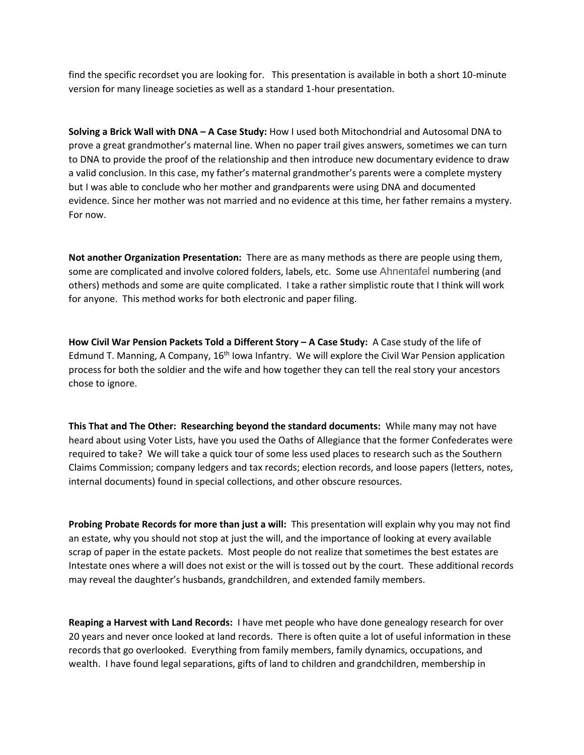find the specific recordset you are looking for. This presentation is available in both a short 10-minute version for many lineage societies as well as a standard 1-hour presentation.

**Solving a Brick Wall with DNA – A Case Study:** How I used both Mitochondrial and Autosomal DNA to prove a great grandmother's maternal line. When no paper trail gives answers, sometimes we can turn to DNA to provide the proof of the relationship and then introduce new documentary evidence to draw a valid conclusion. In this case, my father's maternal grandmother's parents were a complete mystery but I was able to conclude who her mother and grandparents were using DNA and documented evidence. Since her mother was not married and no evidence at this time, her father remains a mystery. For now.

**Not another Organization Presentation:** There are as many methods as there are people using them, some are complicated and involve colored folders, labels, etc. Some use Ahnentafel numbering (and others) methods and some are quite complicated. I take a rather simplistic route that I think will work for anyone. This method works for both electronic and paper filing.

**How Civil War Pension Packets Told a Different Story – A Case Study:** A Case study of the life of Edmund T. Manning, A Company, 16th Iowa Infantry. We will explore the Civil War Pension application process for both the soldier and the wife and how together they can tell the real story your ancestors chose to ignore.

**This That and The Other: Researching beyond the standard documents:** While many may not have heard about using Voter Lists, have you used the Oaths of Allegiance that the former Confederates were required to take? We will take a quick tour of some less used places to research such as the Southern Claims Commission; company ledgers and tax records; election records, and loose papers (letters, notes, internal documents) found in special collections, and other obscure resources.

**Probing Probate Records for more than just a will:** This presentation will explain why you may not find an estate, why you should not stop at just the will, and the importance of looking at every available scrap of paper in the estate packets. Most people do not realize that sometimes the best estates are Intestate ones where a will does not exist or the will is tossed out by the court. These additional records may reveal the daughter's husbands, grandchildren, and extended family members.

**Reaping a Harvest with Land Records:** I have met people who have done genealogy research for over 20 years and never once looked at land records. There is often quite a lot of useful information in these records that go overlooked. Everything from family members, family dynamics, occupations, and wealth. I have found legal separations, gifts of land to children and grandchildren, membership in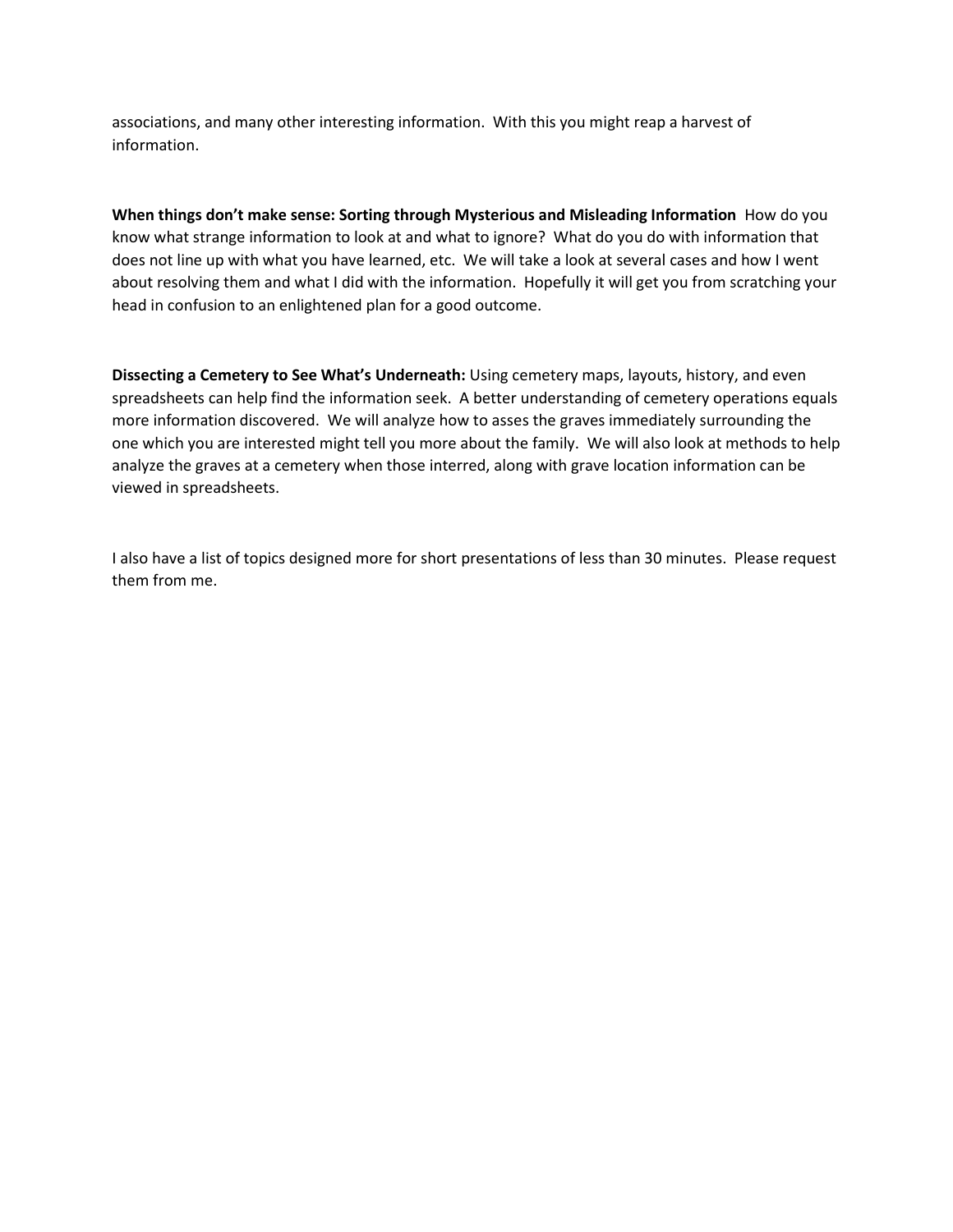associations, and many other interesting information. With this you might reap a harvest of information.

**When things don't make sense: Sorting through Mysterious and Misleading Information** How do you know what strange information to look at and what to ignore? What do you do with information that does not line up with what you have learned, etc. We will take a look at several cases and how I went about resolving them and what I did with the information. Hopefully it will get you from scratching your head in confusion to an enlightened plan for a good outcome.

**Dissecting a Cemetery to See What's Underneath:** Using cemetery maps, layouts, history, and even spreadsheets can help find the information seek. A better understanding of cemetery operations equals more information discovered. We will analyze how to asses the graves immediately surrounding the one which you are interested might tell you more about the family. We will also look at methods to help analyze the graves at a cemetery when those interred, along with grave location information can be viewed in spreadsheets.

I also have a list of topics designed more for short presentations of less than 30 minutes. Please request them from me.